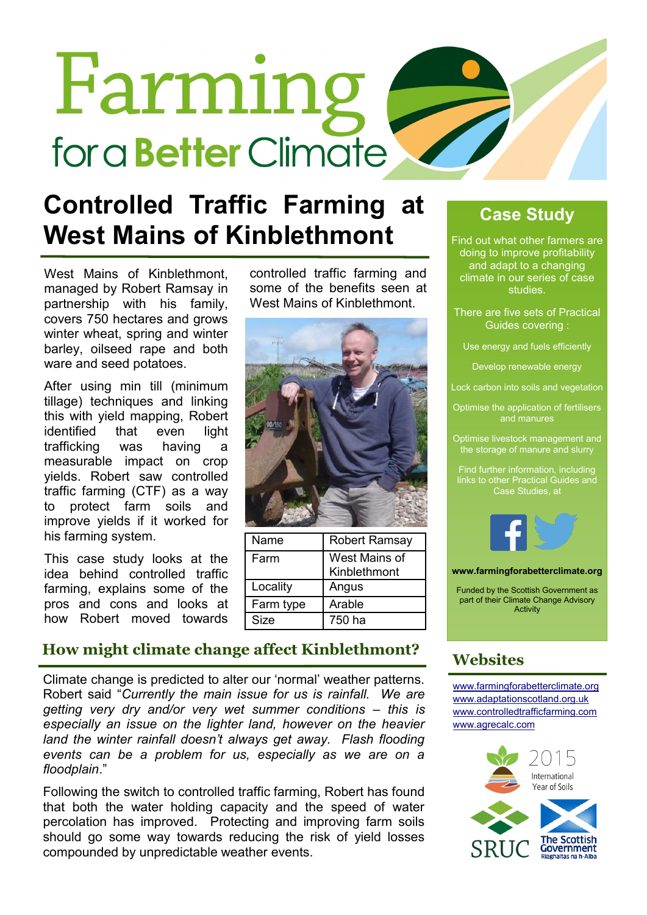# Farming for a Better Climate

## Controlled Traffic Farming at West Mains of Kinblethmont

West Mains of Kinblethmont, managed by Robert Ramsay in partnership with his family, covers 750 hectares and grows winter wheat, spring and winter barley, oilseed rape and both ware and seed potatoes.

After using min till (minimum tillage) techniques and linking this with yield mapping, Robert identified that even light trafficking was having a measurable impact on crop yields. Robert saw controlled traffic farming (CTF) as a way to protect farm soils and improve yields if it worked for his farming system.

This case study looks at the idea behind controlled traffic farming, explains some of the pros and cons and looks at how Robert moved towards controlled traffic farming and some of the benefits seen at West Mains of Kinblethmont.

| Name | Robert Ramsay |
|---|---|
| Farm | West Mains of Kinblethmont |
| Locality | Angus |
| Farm type | Arable |
| Size | 750 ha |

### How might climate change affect Kinblethmont?

Climate change is predicted to alter our 'normal' weather patterns. Robert said "*Currently the main issue for us is rainfall. We are getting very dry and/or very wet summer conditions – this is especially an issue on the lighter land, however on the heavier land the winter rainfall doesn't always get away. Flash flooding events can be a problem for us, especially as we are on a floodplain*."

Following the switch to controlled traffic farming, Robert has found that both the water holding capacity and the speed of water percolation has improved. Protecting and improving farm soils should go some way towards reducing the risk of yield losses compounded by unpredictable weather events.

## Case Study

Find out what other farmers are doing to improve profitability and adapt to a changing climate in our series of case studies.

There are five sets of Practical Guides covering :

- Use energy and fuels efficiently
- Develop renewable energy
- Lock carbon into soils and vegetation
- Optimise the application of fertilisers and manures
- Optimise livestock management and the storage of manure and slurry

Find further information, including links to other Practical Guides and Case Studies, at

**www.farmingforabetterclimate.org**

Funded by the Scottish Government as part of their Climate Change Advisory Activity

## Websites

- www.farmingforabetterclimate.org
- www.adaptationscotland.org.uk
- www.controlledtrafficfarming.com
- www.agrecalc.com

2015 International Year of Soils

SRUC

The Scottish Government
Riaghaltas na h-Alba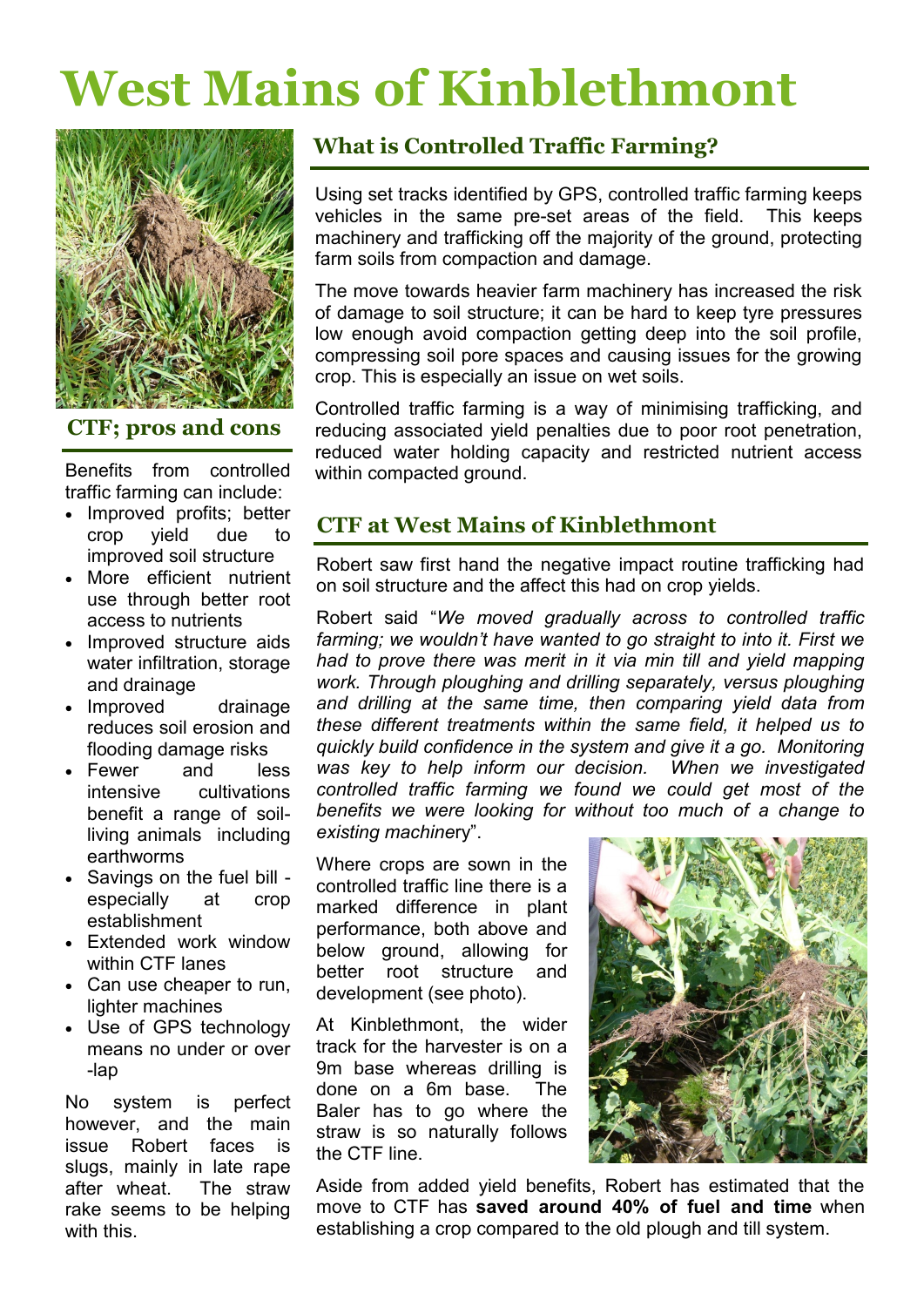# West Mains of Kinblethmont

## CTF; pros and cons

Benefits from controlled traffic farming can include:

- Improved profits; better crop yield due to improved soil structure
- More efficient nutrient use through better root access to nutrients
- Improved structure aids water infiltration, storage and drainage
- Improved drainage reduces soil erosion and flooding damage risks
- Fewer and less intensive cultivations benefit a range of soil-living animals including earthworms
- Savings on the fuel bill - especially at crop establishment
- Extended work window within CTF lanes
- Can use cheaper to run, lighter machines
- Use of GPS technology means no under or over-lap

No system is perfect however, and the main issue Robert faces is slugs, mainly in late rape after wheat. The straw rake seems to be helping with this.

## What is Controlled Traffic Farming?

Using set tracks identified by GPS, controlled traffic farming keeps vehicles in the same pre-set areas of the field. This keeps machinery and trafficking off the majority of the ground, protecting farm soils from compaction and damage.

The move towards heavier farm machinery has increased the risk of damage to soil structure; it can be hard to keep tyre pressures low enough avoid compaction getting deep into the soil profile, compressing soil pore spaces and causing issues for the growing crop. This is especially an issue on wet soils.

Controlled traffic farming is a way of minimising trafficking, and reducing associated yield penalties due to poor root penetration, reduced water holding capacity and restricted nutrient access within compacted ground.

## CTF at West Mains of Kinblethmont

Robert saw first hand the negative impact routine trafficking had on soil structure and the affect this had on crop yields.

Robert said "*We moved gradually across to controlled traffic farming; we wouldn't have wanted to go straight to into it. First we had to prove there was merit in it via min till and yield mapping work. Through ploughing and drilling separately, versus ploughing and drilling at the same time, then comparing yield data from these different treatments within the same field, it helped us to quickly build confidence in the system and give it a go. Monitoring was key to help inform our decision. When we investigated controlled traffic farming we found we could get most of the benefits we were looking for without too much of a change to existing machin*ery".

Where crops are sown in the controlled traffic line there is a marked difference in plant performance, both above and below ground, allowing for better root structure and development (see photo).

At Kinblethmont, the wider track for the harvester is on a 9m base whereas drilling is done on a 6m base. The Baler has to go where the straw is so naturally follows the CTF line.

Aside from added yield benefits, Robert has estimated that the move to CTF has **saved around 40% of fuel and time** when establishing a crop compared to the old plough and till system.